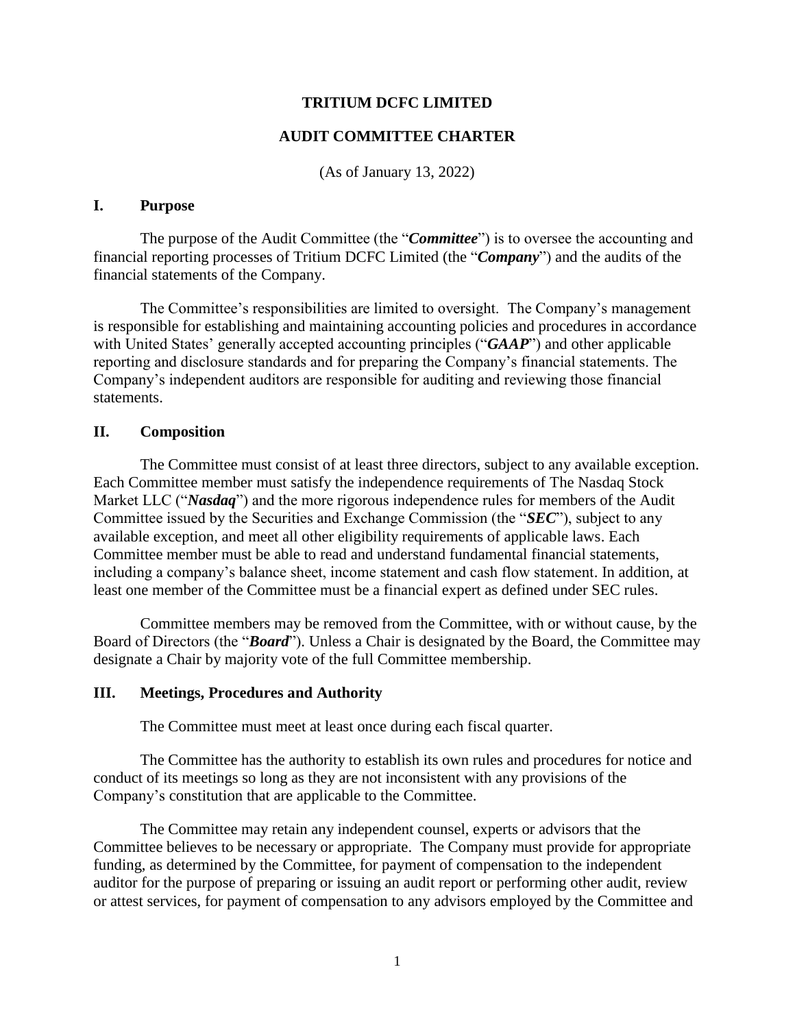# TRITIUM DCFC LIMITED

# AUDIT COMMITTEE CHARTER

(As of January 13, 2022)

## I. Purpose

The purpose of the Audit Committee (the "***Committee***") is to oversee the accounting and financial reporting processes of Tritium DCFC Limited (the "***Company***") and the audits of the financial statements of the Company.

The Committee's responsibilities are limited to oversight. The Company's management is responsible for establishing and maintaining accounting policies and procedures in accordance with United States' generally accepted accounting principles ("***GAAP***") and other applicable reporting and disclosure standards and for preparing the Company's financial statements. The Company's independent auditors are responsible for auditing and reviewing those financial statements.

## II. Composition

The Committee must consist of at least three directors, subject to any available exception. Each Committee member must satisfy the independence requirements of The Nasdaq Stock Market LLC ("***Nasdaq***") and the more rigorous independence rules for members of the Audit Committee issued by the Securities and Exchange Commission (the "***SEC***"), subject to any available exception, and meet all other eligibility requirements of applicable laws. Each Committee member must be able to read and understand fundamental financial statements, including a company's balance sheet, income statement and cash flow statement. In addition, at least one member of the Committee must be a financial expert as defined under SEC rules.

Committee members may be removed from the Committee, with or without cause, by the Board of Directors (the "***Board***"). Unless a Chair is designated by the Board, the Committee may designate a Chair by majority vote of the full Committee membership.

## III. Meetings, Procedures and Authority

The Committee must meet at least once during each fiscal quarter.

The Committee has the authority to establish its own rules and procedures for notice and conduct of its meetings so long as they are not inconsistent with any provisions of the Company's constitution that are applicable to the Committee.

The Committee may retain any independent counsel, experts or advisors that the Committee believes to be necessary or appropriate. The Company must provide for appropriate funding, as determined by the Committee, for payment of compensation to the independent auditor for the purpose of preparing or issuing an audit report or performing other audit, review or attest services, for payment of compensation to any advisors employed by the Committee and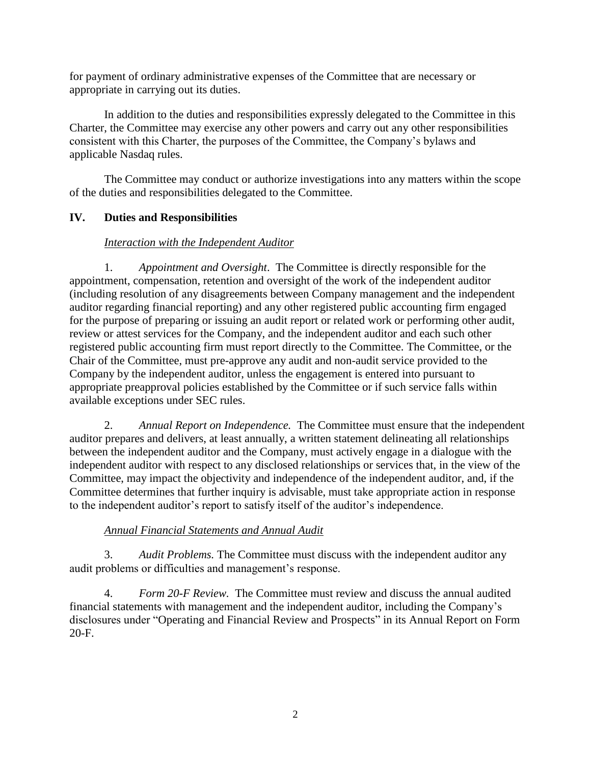for payment of ordinary administrative expenses of the Committee that are necessary or appropriate in carrying out its duties.

In addition to the duties and responsibilities expressly delegated to the Committee in this Charter, the Committee may exercise any other powers and carry out any other responsibilities consistent with this Charter, the purposes of the Committee, the Company's bylaws and applicable Nasdaq rules.

The Committee may conduct or authorize investigations into any matters within the scope of the duties and responsibilities delegated to the Committee.

## IV. Duties and Responsibilities

*Interaction with the Independent Auditor*

1. *Appointment and Oversight*. The Committee is directly responsible for the appointment, compensation, retention and oversight of the work of the independent auditor (including resolution of any disagreements between Company management and the independent auditor regarding financial reporting) and any other registered public accounting firm engaged for the purpose of preparing or issuing an audit report or related work or performing other audit, review or attest services for the Company, and the independent auditor and each such other registered public accounting firm must report directly to the Committee. The Committee, or the Chair of the Committee, must pre-approve any audit and non-audit service provided to the Company by the independent auditor, unless the engagement is entered into pursuant to appropriate preapproval policies established by the Committee or if such service falls within available exceptions under SEC rules.

2. *Annual Report on Independence.* The Committee must ensure that the independent auditor prepares and delivers, at least annually, a written statement delineating all relationships between the independent auditor and the Company, must actively engage in a dialogue with the independent auditor with respect to any disclosed relationships or services that, in the view of the Committee, may impact the objectivity and independence of the independent auditor, and, if the Committee determines that further inquiry is advisable, must take appropriate action in response to the independent auditor's report to satisfy itself of the auditor's independence.

*Annual Financial Statements and Annual Audit*

3. *Audit Problems.* The Committee must discuss with the independent auditor any audit problems or difficulties and management's response.

4. *Form 20-F Review.* The Committee must review and discuss the annual audited financial statements with management and the independent auditor, including the Company's disclosures under "Operating and Financial Review and Prospects" in its Annual Report on Form 20-F.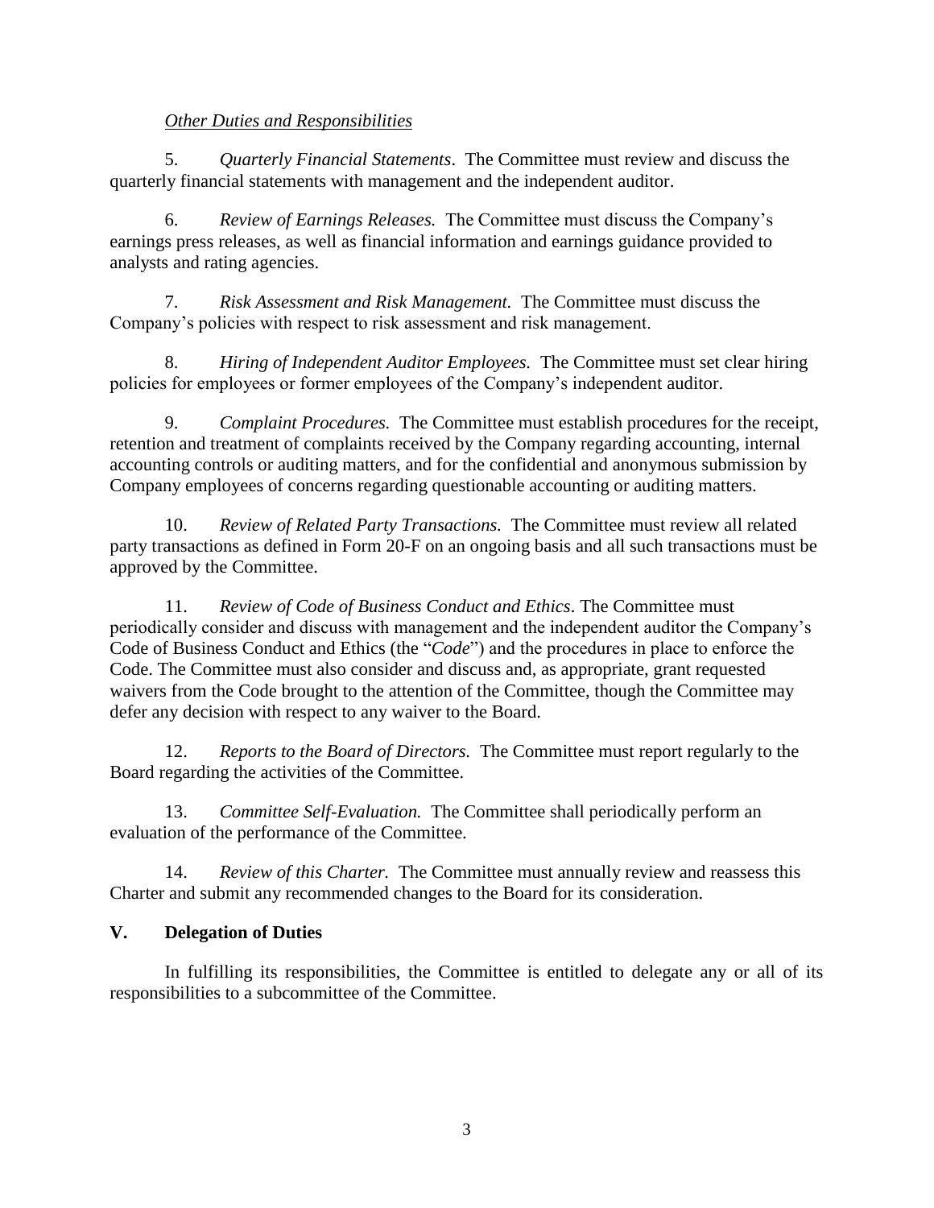*Other Duties and Responsibilities*

5. *Quarterly Financial Statements*. The Committee must review and discuss the quarterly financial statements with management and the independent auditor.

6. *Review of Earnings Releases.* The Committee must discuss the Company's earnings press releases, as well as financial information and earnings guidance provided to analysts and rating agencies.

7. *Risk Assessment and Risk Management.* The Committee must discuss the Company's policies with respect to risk assessment and risk management.

8. *Hiring of Independent Auditor Employees.* The Committee must set clear hiring policies for employees or former employees of the Company's independent auditor.

9. *Complaint Procedures.* The Committee must establish procedures for the receipt, retention and treatment of complaints received by the Company regarding accounting, internal accounting controls or auditing matters, and for the confidential and anonymous submission by Company employees of concerns regarding questionable accounting or auditing matters.

10. *Review of Related Party Transactions.* The Committee must review all related party transactions as defined in Form 20-F on an ongoing basis and all such transactions must be approved by the Committee.

11. *Review of Code of Business Conduct and Ethics*. The Committee must periodically consider and discuss with management and the independent auditor the Company's Code of Business Conduct and Ethics (the "*Code*") and the procedures in place to enforce the Code. The Committee must also consider and discuss and, as appropriate, grant requested waivers from the Code brought to the attention of the Committee, though the Committee may defer any decision with respect to any waiver to the Board.

12. *Reports to the Board of Directors.* The Committee must report regularly to the Board regarding the activities of the Committee.

13. *Committee Self-Evaluation.* The Committee shall periodically perform an evaluation of the performance of the Committee.

14. *Review of this Charter.* The Committee must annually review and reassess this Charter and submit any recommended changes to the Board for its consideration.

## V. Delegation of Duties

In fulfilling its responsibilities, the Committee is entitled to delegate any or all of its responsibilities to a subcommittee of the Committee.